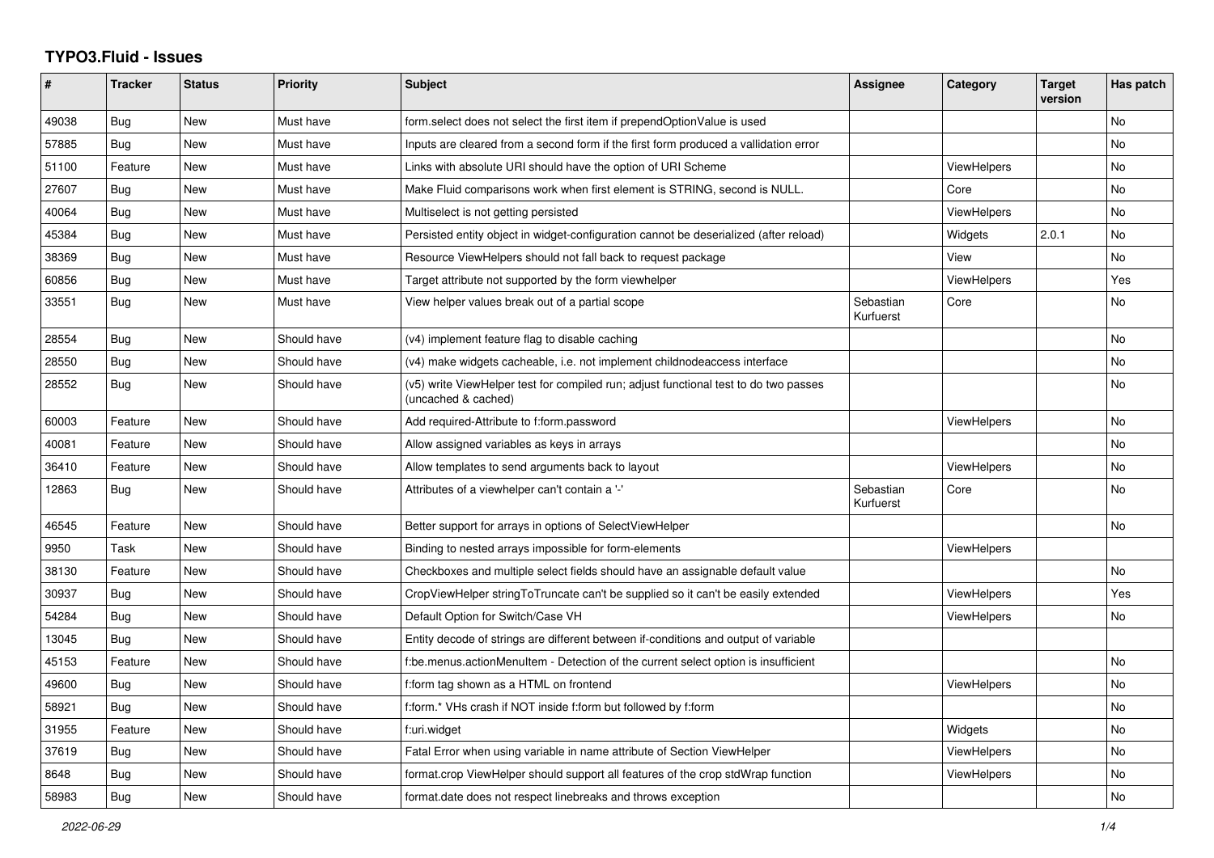# TYPO3.Fluid - Issues

| # | Tracker | Status | Priority | Subject | Assignee | Category | Target version | Has patch |
|---|---|---|---|---|---|---|---|---|
| 49038 | Bug | New | Must have | form.select does not select the first item if prependOptionValue is used | | | | No |
| 57885 | Bug | New | Must have | Inputs are cleared from a second form if the first form produced a vallidation error | | | | No |
| 51100 | Feature | New | Must have | Links with absolute URI should have the option of URI Scheme | | ViewHelpers | | No |
| 27607 | Bug | New | Must have | Make Fluid comparisons work when first element is STRING, second is NULL. | | Core | | No |
| 40064 | Bug | New | Must have | Multiselect is not getting persisted | | ViewHelpers | | No |
| 45384 | Bug | New | Must have | Persisted entity object in widget-configuration cannot be deserialized (after reload) | | Widgets | 2.0.1 | No |
| 38369 | Bug | New | Must have | Resource ViewHelpers should not fall back to request package | | View | | No |
| 60856 | Bug | New | Must have | Target attribute not supported by the form viewhelper | | ViewHelpers | | Yes |
| 33551 | Bug | New | Must have | View helper values break out of a partial scope | Sebastian Kurfuerst | Core | | No |
| 28554 | Bug | New | Should have | (v4) implement feature flag to disable caching | | | | No |
| 28550 | Bug | New | Should have | (v4) make widgets cacheable, i.e. not implement childnodeaccess interface | | | | No |
| 28552 | Bug | New | Should have | (v5) write ViewHelper test for compiled run; adjust functional test to do two passes (uncached & cached) | | | | No |
| 60003 | Feature | New | Should have | Add required-Attribute to f:form.password | | ViewHelpers | | No |
| 40081 | Feature | New | Should have | Allow assigned variables as keys in arrays | | | | No |
| 36410 | Feature | New | Should have | Allow templates to send arguments back to layout | | ViewHelpers | | No |
| 12863 | Bug | New | Should have | Attributes of a viewhelper can't contain a '-' | Sebastian Kurfuerst | Core | | No |
| 46545 | Feature | New | Should have | Better support for arrays in options of SelectViewHelper | | | | No |
| 9950 | Task | New | Should have | Binding to nested arrays impossible for form-elements | | ViewHelpers | | |
| 38130 | Feature | New | Should have | Checkboxes and multiple select fields should have an assignable default value | | | | No |
| 30937 | Bug | New | Should have | CropViewHelper stringToTruncate can't be supplied so it can't be easily extended | | ViewHelpers | | Yes |
| 54284 | Bug | New | Should have | Default Option for Switch/Case VH | | ViewHelpers | | No |
| 13045 | Bug | New | Should have | Entity decode of strings are different between if-conditions and output of variable | | | | |
| 45153 | Feature | New | Should have | f:be.menus.actionMenuItem - Detection of the current select option is insufficient | | | | No |
| 49600 | Bug | New | Should have | f:form tag shown as a HTML on frontend | | ViewHelpers | | No |
| 58921 | Bug | New | Should have | f:form.* VHs crash if NOT inside f:form but followed by f:form | | | | No |
| 31955 | Feature | New | Should have | f:uri.widget | | Widgets | | No |
| 37619 | Bug | New | Should have | Fatal Error when using variable in name attribute of Section ViewHelper | | ViewHelpers | | No |
| 8648 | Bug | New | Should have | format.crop ViewHelper should support all features of the crop stdWrap function | | ViewHelpers | | No |
| 58983 | Bug | New | Should have | format.date does not respect linebreaks and throws exception | | | | No |

2022-06-29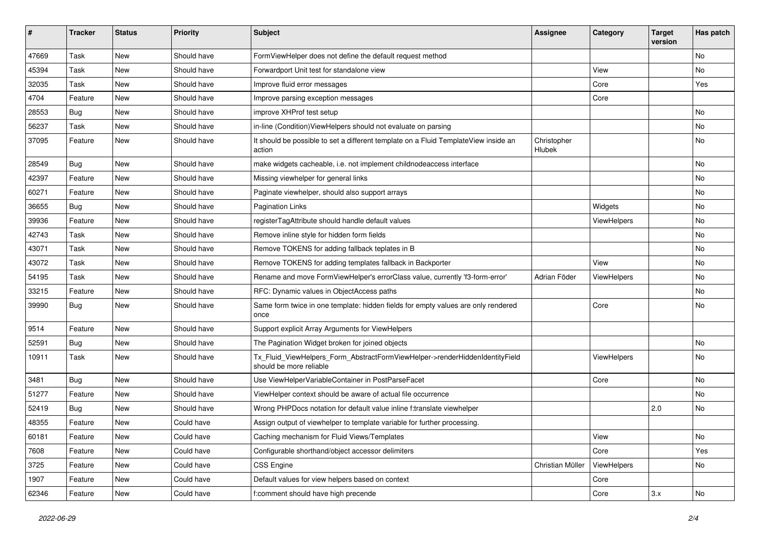| # | Tracker | Status | Priority | Subject | Assignee | Category | Target version | Has patch |
|---|---|---|---|---|---|---|---|---|
| 47669 | Task | New | Should have | FormViewHelper does not define the default request method | | | | No |
| 45394 | Task | New | Should have | Forwardport Unit test for standalone view | | View | | No |
| 32035 | Task | New | Should have | Improve fluid error messages | | Core | | Yes |
| 4704 | Feature | New | Should have | Improve parsing exception messages | | Core | | |
| 28553 | Bug | New | Should have | improve XHProf test setup | | | | No |
| 56237 | Task | New | Should have | in-line (Condition)ViewHelpers should not evaluate on parsing | | | | No |
| 37095 | Feature | New | Should have | It should be possible to set a different template on a Fluid TemplateView inside an action | Christopher Hlubek | | | No |
| 28549 | Bug | New | Should have | make widgets cacheable, i.e. not implement childnodeaccess interface | | | | No |
| 42397 | Feature | New | Should have | Missing viewhelper for general links | | | | No |
| 60271 | Feature | New | Should have | Paginate viewhelper, should also support arrays | | | | No |
| 36655 | Bug | New | Should have | Pagination Links | | Widgets | | No |
| 39936 | Feature | New | Should have | registerTagAttribute should handle default values | | ViewHelpers | | No |
| 42743 | Task | New | Should have | Remove inline style for hidden form fields | | | | No |
| 43071 | Task | New | Should have | Remove TOKENS for adding fallback teplates in B | | | | No |
| 43072 | Task | New | Should have | Remove TOKENS for adding templates fallback in Backporter | | View | | No |
| 54195 | Task | New | Should have | Rename and move FormViewHelper's errorClass value, currently 'f3-form-error' | Adrian Föder | ViewHelpers | | No |
| 33215 | Feature | New | Should have | RFC: Dynamic values in ObjectAccess paths | | | | No |
| 39990 | Bug | New | Should have | Same form twice in one template: hidden fields for empty values are only rendered once | | Core | | No |
| 9514 | Feature | New | Should have | Support explicit Array Arguments for ViewHelpers | | | | |
| 52591 | Bug | New | Should have | The Pagination Widget broken for joined objects | | | | No |
| 10911 | Task | New | Should have | Tx_Fluid_ViewHelpers_Form_AbstractFormViewHelper->renderHiddenIdentityField should be more reliable | | ViewHelpers | | No |
| 3481 | Bug | New | Should have | Use ViewHelperVariableContainer in PostParseFacet | | Core | | No |
| 51277 | Feature | New | Should have | ViewHelper context should be aware of actual file occurrence | | | | No |
| 52419 | Bug | New | Should have | Wrong PHPDocs notation for default value inline f:translate viewhelper | | | 2.0 | No |
| 48355 | Feature | New | Could have | Assign output of viewhelper to template variable for further processing. | | | | |
| 60181 | Feature | New | Could have | Caching mechanism for Fluid Views/Templates | | View | | No |
| 7608 | Feature | New | Could have | Configurable shorthand/object accessor delimiters | | Core | | Yes |
| 3725 | Feature | New | Could have | CSS Engine | Christian Müller | ViewHelpers | | No |
| 1907 | Feature | New | Could have | Default values for view helpers based on context | | Core | | |
| 62346 | Feature | New | Could have | f:comment should have high precende | | Core | 3.x | No |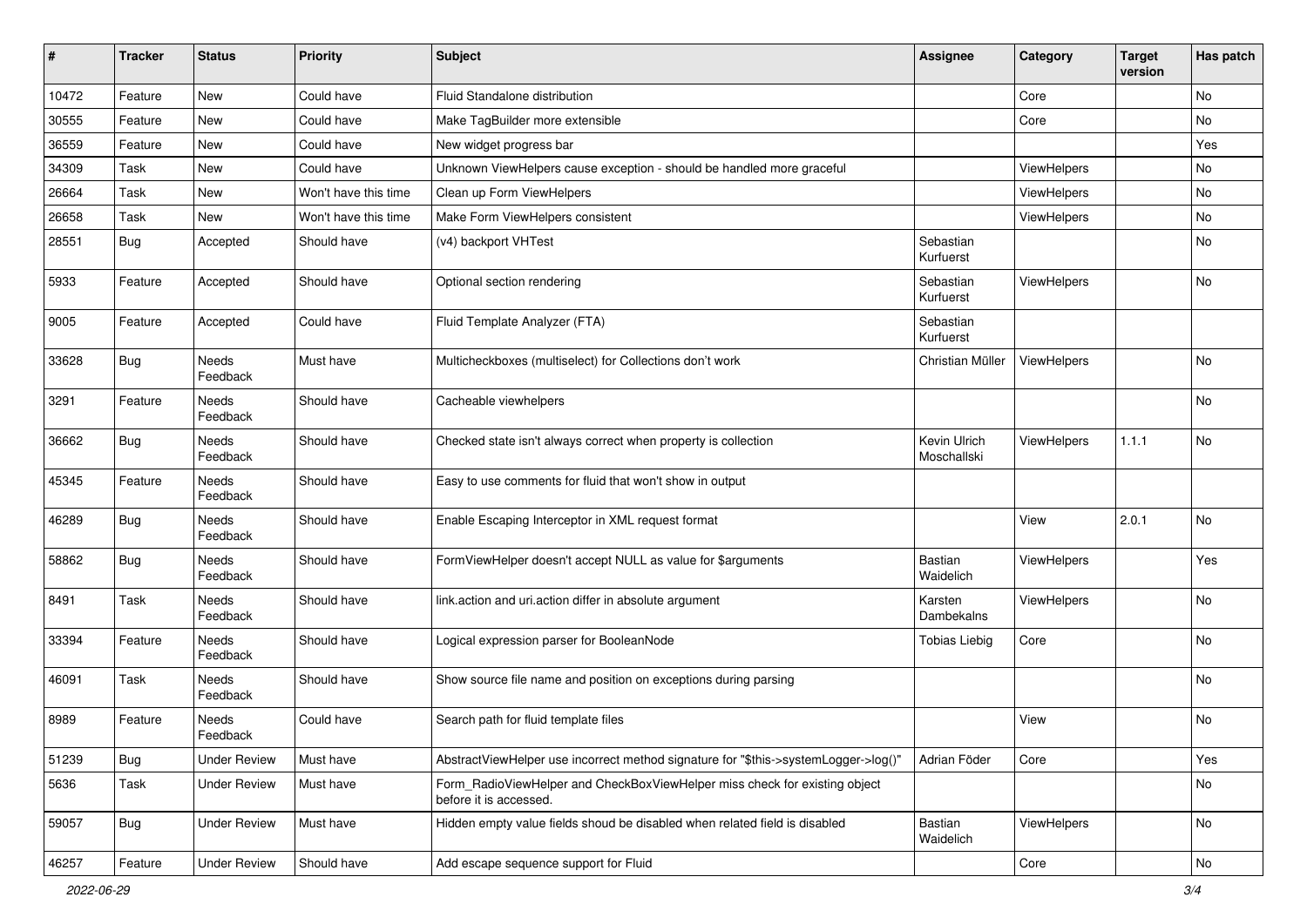| # | Tracker | Status | Priority | Subject | Assignee | Category | Target version | Has patch |
|---|---|---|---|---|---|---|---|---|
| 10472 | Feature | New | Could have | Fluid Standalone distribution | | Core | | No |
| 30555 | Feature | New | Could have | Make TagBuilder more extensible | | Core | | No |
| 36559 | Feature | New | Could have | New widget progress bar | | | | Yes |
| 34309 | Task | New | Could have | Unknown ViewHelpers cause exception - should be handled more graceful | | ViewHelpers | | No |
| 26664 | Task | New | Won't have this time | Clean up Form ViewHelpers | | ViewHelpers | | No |
| 26658 | Task | New | Won't have this time | Make Form ViewHelpers consistent | | ViewHelpers | | No |
| 28551 | Bug | Accepted | Should have | (v4) backport VHTest | Sebastian Kurfuerst | | | No |
| 5933 | Feature | Accepted | Should have | Optional section rendering | Sebastian Kurfuerst | ViewHelpers | | No |
| 9005 | Feature | Accepted | Could have | Fluid Template Analyzer (FTA) | Sebastian Kurfuerst | | | |
| 33628 | Bug | Needs Feedback | Must have | Multicheckboxes (multiselect) for Collections don't work | Christian Müller | ViewHelpers | | No |
| 3291 | Feature | Needs Feedback | Should have | Cacheable viewhelpers | | | | No |
| 36662 | Bug | Needs Feedback | Should have | Checked state isn't always correct when property is collection | Kevin Ulrich Moschallski | ViewHelpers | 1.1.1 | No |
| 45345 | Feature | Needs Feedback | Should have | Easy to use comments for fluid that won't show in output | | | | |
| 46289 | Bug | Needs Feedback | Should have | Enable Escaping Interceptor in XML request format | | View | 2.0.1 | No |
| 58862 | Bug | Needs Feedback | Should have | FormViewHelper doesn't accept NULL as value for $arguments | Bastian Waidelich | ViewHelpers | | Yes |
| 8491 | Task | Needs Feedback | Should have | link.action and uri.action differ in absolute argument | Karsten Dambekalns | ViewHelpers | | No |
| 33394 | Feature | Needs Feedback | Should have | Logical expression parser for BooleanNode | Tobias Liebig | Core | | No |
| 46091 | Task | Needs Feedback | Should have | Show source file name and position on exceptions during parsing | | | | No |
| 8989 | Feature | Needs Feedback | Could have | Search path for fluid template files | | View | | No |
| 51239 | Bug | Under Review | Must have | AbstractViewHelper use incorrect method signature for "$this->systemLogger->log()" | Adrian Föder | Core | | Yes |
| 5636 | Task | Under Review | Must have | Form_RadioViewHelper and CheckBoxViewHelper miss check for existing object before it is accessed. | | | | No |
| 59057 | Bug | Under Review | Must have | Hidden empty value fields shoud be disabled when related field is disabled | Bastian Waidelich | ViewHelpers | | No |
| 46257 | Feature | Under Review | Should have | Add escape sequence support for Fluid | | Core | | No |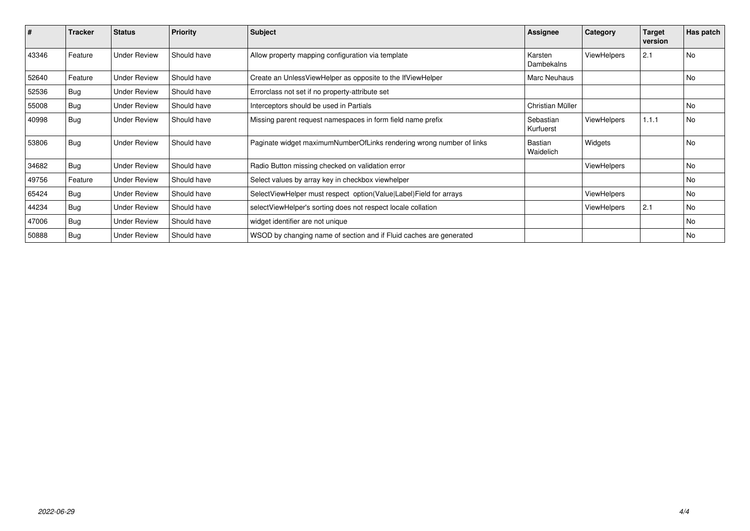| # | Tracker | Status | Priority | Subject | Assignee | Category | Target version | Has patch |
|---|---|---|---|---|---|---|---|---|
| 43346 | Feature | Under Review | Should have | Allow property mapping configuration via template | Karsten Dambekalns | ViewHelpers | 2.1 | No |
| 52640 | Feature | Under Review | Should have | Create an UnlessViewHelper as opposite to the IfViewHelper | Marc Neuhaus | | | No |
| 52536 | Bug | Under Review | Should have | Errorclass not set if no property-attribute set | | | | |
| 55008 | Bug | Under Review | Should have | Interceptors should be used in Partials | Christian Müller | | | No |
| 40998 | Bug | Under Review | Should have | Missing parent request namespaces in form field name prefix | Sebastian Kurfuerst | ViewHelpers | 1.1.1 | No |
| 53806 | Bug | Under Review | Should have | Paginate widget maximumNumberOfLinks rendering wrong number of links | Bastian Waidelich | Widgets | | No |
| 34682 | Bug | Under Review | Should have | Radio Button missing checked on validation error | | ViewHelpers | | No |
| 49756 | Feature | Under Review | Should have | Select values by array key in checkbox viewhelper | | | | No |
| 65424 | Bug | Under Review | Should have | SelectViewHelper must respect option(Value\|Label)Field for arrays | | ViewHelpers | | No |
| 44234 | Bug | Under Review | Should have | selectViewHelper's sorting does not respect locale collation | | ViewHelpers | 2.1 | No |
| 47006 | Bug | Under Review | Should have | widget identifier are not unique | | | | No |
| 50888 | Bug | Under Review | Should have | WSOD by changing name of section and if Fluid caches are generated | | | | No |

*2022-06-29*